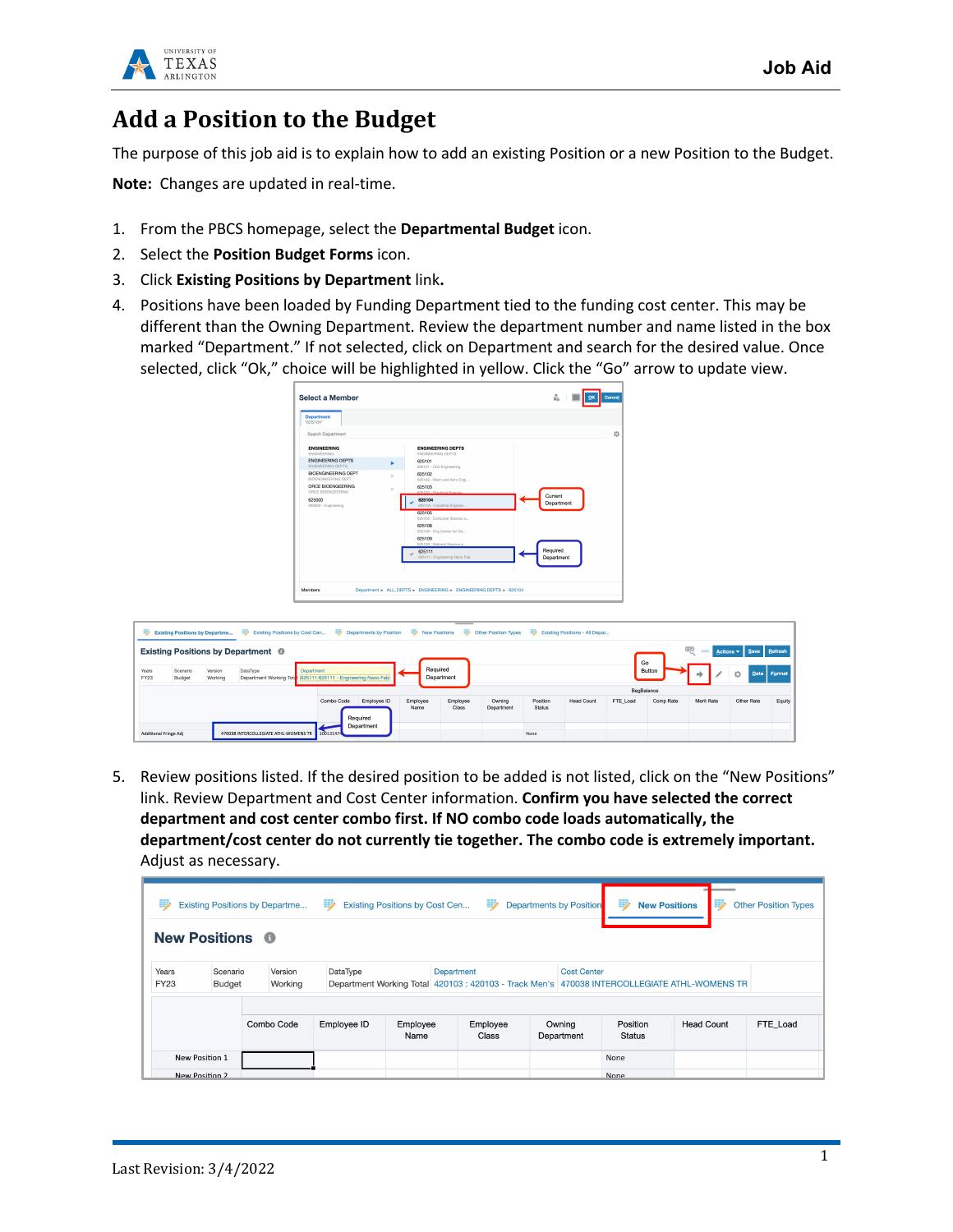# Add a Position to the Budget

The purpose of this job aid is to explain how to add an existing Position or a new Position to the Budget.

**Note:** Changes are updated in real-time.

1. From the PBCS homepage, select the **Departmental Budget** icon.
2. Select the **Position Budget Forms** icon.
3. Click **Existing Positions by Department** link**.**
4. Positions have been loaded by Funding Department tied to the funding cost center. This may be different than the Owning Department. Review the department number and name listed in the box marked "Department." If not selected, click on Department and search for the desired value. Once selected, click "Ok," choice will be highlighted in yellow. Click the "Go" arrow to update view.
5. Review positions listed. If the desired position to be added is not listed, click on the "New Positions" link. Review Department and Cost Center information. **Confirm you have selected the correct department and cost center combo first. If NO combo code loads automatically, the department/cost center do not currently tie together. The combo code is extremely important.** Adjust as necessary.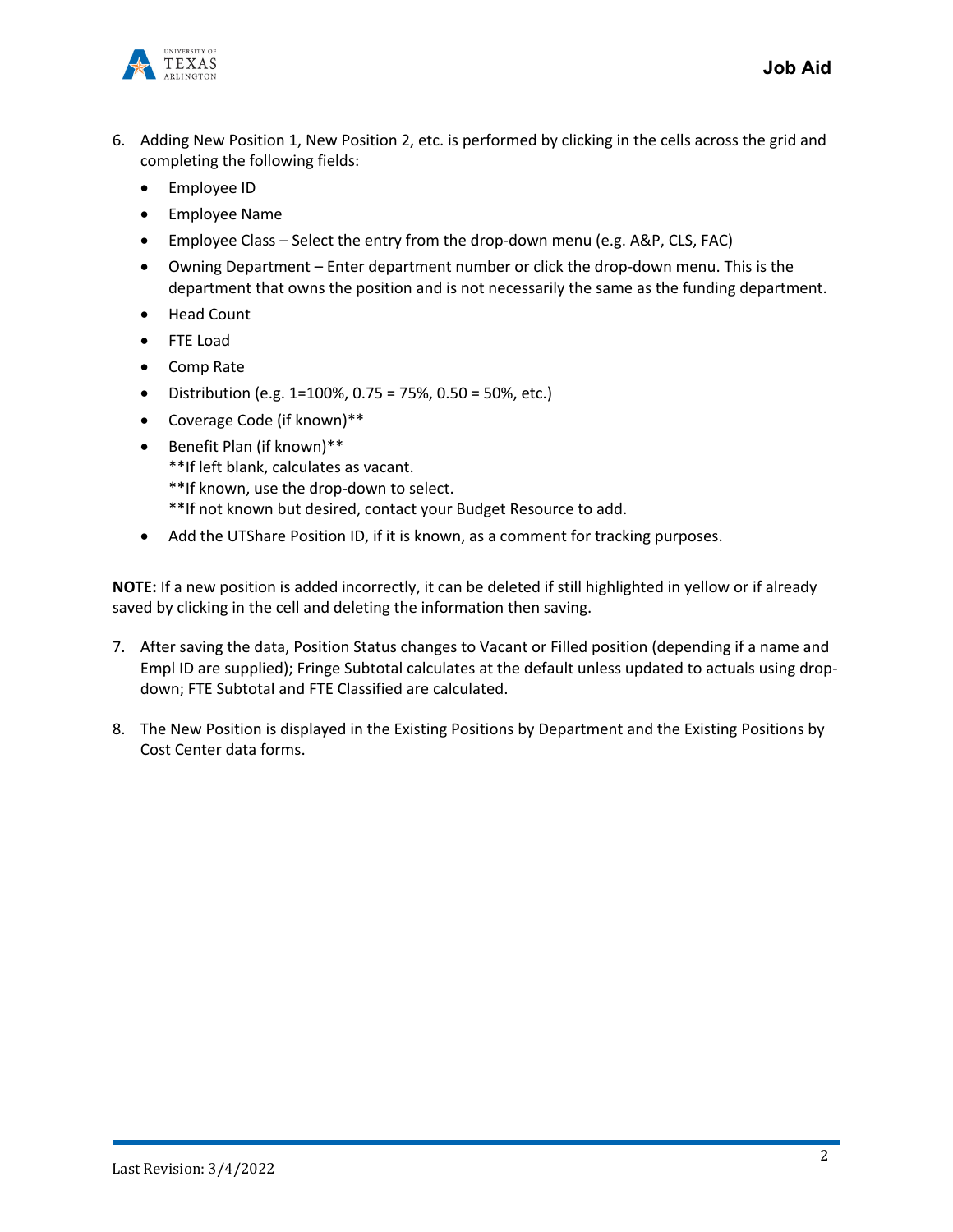6. Adding New Position 1, New Position 2, etc. is performed by clicking in the cells across the grid and completing the following fields:
   - Employee ID
   - Employee Name
   - Employee Class – Select the entry from the drop-down menu (e.g. A&P, CLS, FAC)
   - Owning Department – Enter department number or click the drop-down menu. This is the department that owns the position and is not necessarily the same as the funding department.
   - Head Count
   - FTE Load
   - Comp Rate
   - Distribution (e.g. 1=100%, 0.75 = 75%, 0.50 = 50%, etc.)
   - Coverage Code (if known)**
   - Benefit Plan (if known)**
     **If left blank, calculates as vacant.
     **If known, use the drop-down to select.
     **If not known but desired, contact your Budget Resource to add.
   - Add the UTShare Position ID, if it is known, as a comment for tracking purposes.

**NOTE:** If a new position is added incorrectly, it can be deleted if still highlighted in yellow or if already saved by clicking in the cell and deleting the information then saving.

7. After saving the data, Position Status changes to Vacant or Filled position (depending if a name and Empl ID are supplied); Fringe Subtotal calculates at the default unless updated to actuals using drop-down; FTE Subtotal and FTE Classified are calculated.

8. The New Position is displayed in the Existing Positions by Department and the Existing Positions by Cost Center data forms.